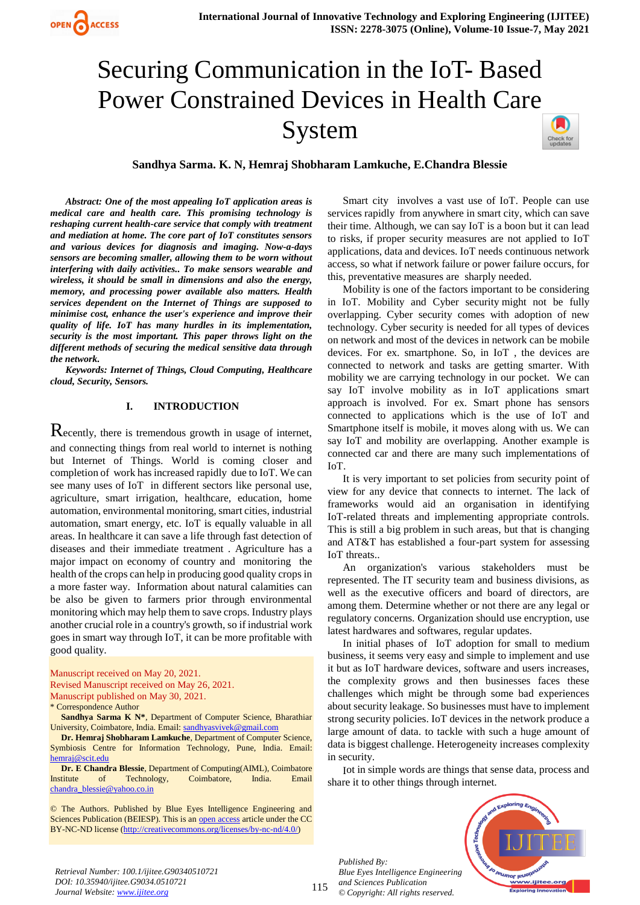# Securing Communication in the IoT- Based Power Constrained Devices in Health Care System

**Sandhya Sarma. K. N, Hemraj Shobharam Lamkuche, E.Chandra Blessie**

***Abstract: One of the most appealing IoT application areas is medical care and health care. This promising technology is reshaping current health-care service that comply with treatment and mediation at home. The core part of IoT constitutes sensors and various devices for diagnosis and imaging. Now-a-days sensors are becoming smaller, allowing them to be worn without interfering with daily activities.. To make sensors wearable and wireless, it should be small in dimensions and also the energy, memory, and processing power available also matters. Health services dependent on the Internet of Things are supposed to minimise cost, enhance the user's experience and improve their quality of life. IoT has many hurdles in its implementation, security is the most important. This paper throws light on the different methods of securing the medical sensitive data through the network.***

***Keywords: Internet of Things, Cloud Computing, Healthcare cloud, Security, Sensors.***

## I. INTRODUCTION

Recently, there is tremendous growth in usage of internet, and connecting things from real world to internet is nothing but Internet of Things. World is coming closer and completion of work has increased rapidly due to IoT. We can see many uses of IoT in different sectors like personal use, agriculture, smart irrigation, healthcare, education, home automation, environmental monitoring, smart cities, industrial automation, smart energy, etc. IoT is equally valuable in all areas. In healthcare it can save a life through fast detection of diseases and their immediate treatment . Agriculture has a major impact on economy of country and monitoring the health of the crops can help in producing good quality crops in a more faster way. Information about natural calamities can be also be given to farmers prior through environmental monitoring which may help them to save crops. Industry plays another crucial role in a country's growth, so if industrial work goes in smart way through IoT, it can be more profitable with good quality.

Manuscript received on May 20, 2021.
Revised Manuscript received on May 26, 2021.
Manuscript published on May 30, 2021.
\* Correspondence Author

**Sandhya Sarma K N\***, Department of Computer Science, Bharathiar University, Coimbatore, India. Email: sandhyasvivek@gmail.com

**Dr. Hemraj Shobharam Lamkuche**, Department of Computer Science, Symbiosis Centre for Information Technology, Pune, India. Email: hemraj@scit.edu

**Dr. E Chandra Blessie**, Department of Computing(AIML), Coimbatore Institute of Technology, Coimbatore, India. Email chandra_blessie@yahoo.co.in

© The Authors. Published by Blue Eyes Intelligence Engineering and Sciences Publication (BEIESP). This is an open access article under the CC BY-NC-ND license (http://creativecommons.org/licenses/by-nc-nd/4.0/)

Smart city involves a vast use of IoT. People can use services rapidly from anywhere in smart city, which can save their time. Although, we can say IoT is a boon but it can lead to risks, if proper security measures are not applied to IoT applications, data and devices. IoT needs continuous network access, so what if network failure or power failure occurs, for this, preventative measures are sharply needed.

Mobility is one of the factors important to be considering in IoT. Mobility and Cyber security might not be fully overlapping. Cyber security comes with adoption of new technology. Cyber security is needed for all types of devices on network and most of the devices in network can be mobile devices. For ex. smartphone. So, in IoT , the devices are connected to network and tasks are getting smarter. With mobility we are carrying technology in our pocket. We can say IoT involve mobility as in IoT applications smart approach is involved. For ex. Smart phone has sensors connected to applications which is the use of IoT and Smartphone itself is mobile, it moves along with us. We can say IoT and mobility are overlapping. Another example is connected car and there are many such implementations of IoT.

It is very important to set policies from security point of view for any device that connects to internet. The lack of frameworks would aid an organisation in identifying IoT-related threats and implementing appropriate controls. This is still a big problem in such areas, but that is changing and AT&T has established a four-part system for assessing IoT threats..

An organization's various stakeholders must be represented. The IT security team and business divisions, as well as the executive officers and board of directors, are among them. Determine whether or not there are any legal or regulatory concerns. Organization should use encryption, use latest hardwares and softwares, regular updates.

In initial phases of IoT adoption for small to medium business, it seems very easy and simple to implement and use it but as IoT hardware devices, software and users increases, the complexity grows and then businesses faces these challenges which might be through some bad experiences about security leakage. So businesses must have to implement strong security policies. IoT devices in the network produce a large amount of data. to tackle with such a huge amount of data is biggest challenge. Heterogeneity increases complexity in security.

Iot in simple words are things that sense data, process and share it to other things through internet.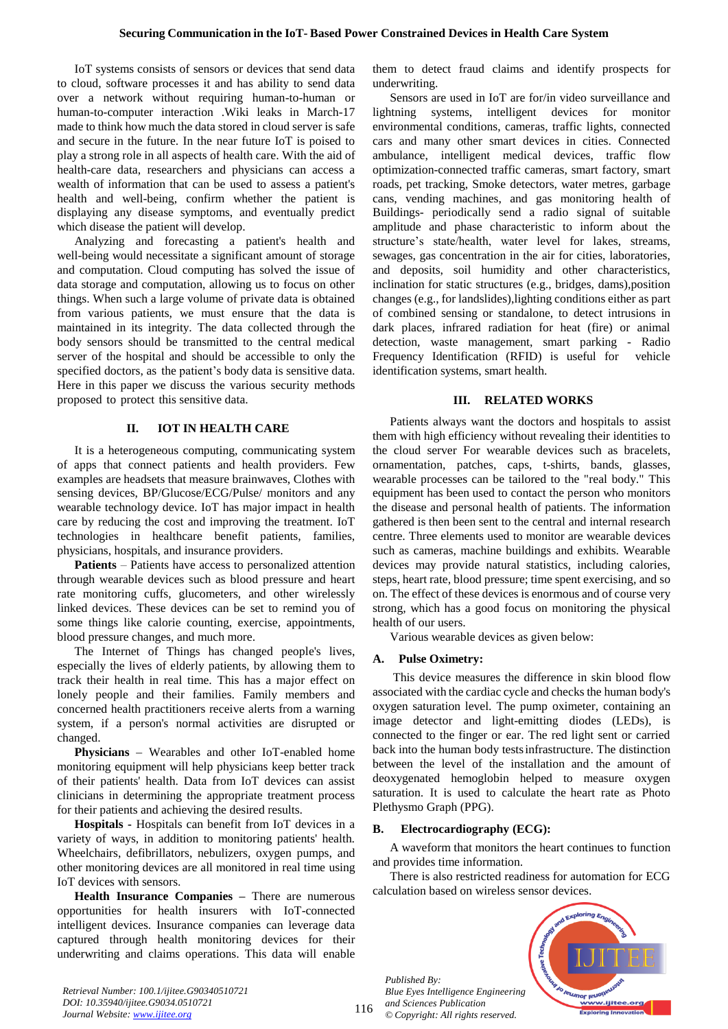IoT systems consists of sensors or devices that send data to cloud, software processes it and has ability to send data over a network without requiring human-to-human or human-to-computer interaction .Wiki leaks in March-17 made to think how much the data stored in cloud server is safe and secure in the future. In the near future IoT is poised to play a strong role in all aspects of health care. With the aid of health-care data, researchers and physicians can access a wealth of information that can be used to assess a patient's health and well-being, confirm whether the patient is displaying any disease symptoms, and eventually predict which disease the patient will develop.

Analyzing and forecasting a patient's health and well-being would necessitate a significant amount of storage and computation. Cloud computing has solved the issue of data storage and computation, allowing us to focus on other things. When such a large volume of private data is obtained from various patients, we must ensure that the data is maintained in its integrity. The data collected through the body sensors should be transmitted to the central medical server of the hospital and should be accessible to only the specified doctors, as the patient's body data is sensitive data. Here in this paper we discuss the various security methods proposed to protect this sensitive data.

## II. IOT IN HEALTH CARE

It is a heterogeneous computing, communicating system of apps that connect patients and health providers. Few examples are headsets that measure brainwaves, Clothes with sensing devices, BP/Glucose/ECG/Pulse/ monitors and any wearable technology device. IoT has major impact in health care by reducing the cost and improving the treatment. IoT technologies in healthcare benefit patients, families, physicians, hospitals, and insurance providers.

**Patients** – Patients have access to personalized attention through wearable devices such as blood pressure and heart rate monitoring cuffs, glucometers, and other wirelessly linked devices. These devices can be set to remind you of some things like calorie counting, exercise, appointments, blood pressure changes, and much more.

The Internet of Things has changed people's lives, especially the lives of elderly patients, by allowing them to track their health in real time. This has a major effect on lonely people and their families. Family members and concerned health practitioners receive alerts from a warning system, if a person's normal activities are disrupted or changed.

**Physicians** – Wearables and other IoT-enabled home monitoring equipment will help physicians keep better track of their patients' health. Data from IoT devices can assist clinicians in determining the appropriate treatment process for their patients and achieving the desired results.

**Hospitals** - Hospitals can benefit from IoT devices in a variety of ways, in addition to monitoring patients' health. Wheelchairs, defibrillators, nebulizers, oxygen pumps, and other monitoring devices are all monitored in real time using IoT devices with sensors.

**Health Insurance Companies** – There are numerous opportunities for health insurers with IoT-connected intelligent devices. Insurance companies can leverage data captured through health monitoring devices for their underwriting and claims operations. This data will enable them to detect fraud claims and identify prospects for underwriting.

Sensors are used in IoT are for/in video surveillance and lightning systems, intelligent devices for monitor environmental conditions, cameras, traffic lights, connected cars and many other smart devices in cities. Connected ambulance, intelligent medical devices, traffic flow optimization-connected traffic cameras, smart factory, smart roads, pet tracking, Smoke detectors, water metres, garbage cans, vending machines, and gas monitoring health of Buildings- periodically send a radio signal of suitable amplitude and phase characteristic to inform about the structure's state/health, water level for lakes, streams, sewages, gas concentration in the air for cities, laboratories, and deposits, soil humidity and other characteristics, inclination for static structures (e.g., bridges, dams),position changes (e.g., for landslides),lighting conditions either as part of combined sensing or standalone, to detect intrusions in dark places, infrared radiation for heat (fire) or animal detection, waste management, smart parking - Radio Frequency Identification (RFID) is useful for vehicle identification systems, smart health.

## III. RELATED WORKS

Patients always want the doctors and hospitals to assist them with high efficiency without revealing their identities to the cloud server For wearable devices such as bracelets, ornamentation, patches, caps, t-shirts, bands, glasses, wearable processes can be tailored to the "real body." This equipment has been used to contact the person who monitors the disease and personal health of patients. The information gathered is then been sent to the central and internal research centre. Three elements used to monitor are wearable devices such as cameras, machine buildings and exhibits. Wearable devices may provide natural statistics, including calories, steps, heart rate, blood pressure; time spent exercising, and so on. The effect of these devices is enormous and of course very strong, which has a good focus on monitoring the physical health of our users.

Various wearable devices as given below:

### A. Pulse Oximetry:

This device measures the difference in skin blood flow associated with the cardiac cycle and checks the human body's oxygen saturation level. The pump oximeter, containing an image detector and light-emitting diodes (LEDs), is connected to the finger or ear. The red light sent or carried back into the human body tests infrastructure. The distinction between the level of the installation and the amount of deoxygenated hemoglobin helped to measure oxygen saturation. It is used to calculate the heart rate as Photo Plethysmo Graph (PPG).

### B. Electrocardiography (ECG):

A waveform that monitors the heart continues to function and provides time information.

There is also restricted readiness for automation for ECG calculation based on wireless sensor devices.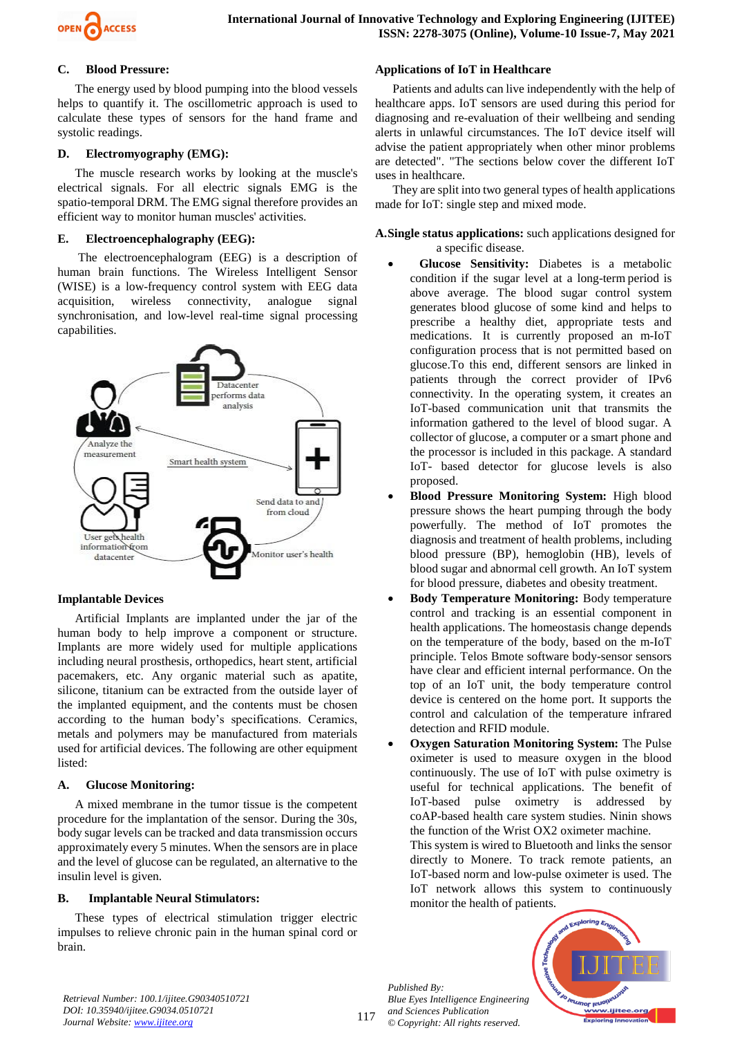### C. Blood Pressure:

The energy used by blood pumping into the blood vessels helps to quantify it. The oscillometric approach is used to calculate these types of sensors for the hand frame and systolic readings.

### D. Electromyography (EMG):

The muscle research works by looking at the muscle's electrical signals. For all electric signals EMG is the spatio-temporal DRM. The EMG signal therefore provides an efficient way to monitor human muscles' activities.

### E. Electroencephalography (EEG):

The electroencephalogram (EEG) is a description of human brain functions. The Wireless Intelligent Sensor (WISE) is a low-frequency control system with EEG data acquisition, wireless connectivity, analogue signal synchronisation, and low-level real-time signal processing capabilities.

Datacenter performs data analysis

Analyze the measurement

Smart health system

Send data to and from cloud

User gets health information from datacenter

Monitor user's health

## Implantable Devices

Artificial Implants are implanted under the jar of the human body to help improve a component or structure. Implants are more widely used for multiple applications including neural prosthesis, orthopedics, heart stent, artificial pacemakers, etc. Any organic material such as apatite, silicone, titanium can be extracted from the outside layer of the implanted equipment, and the contents must be chosen according to the human body's specifications. Ceramics, metals and polymers may be manufactured from materials used for artificial devices. The following are other equipment listed:

### A. Glucose Monitoring:

A mixed membrane in the tumor tissue is the competent procedure for the implantation of the sensor. During the 30s, body sugar levels can be tracked and data transmission occurs approximately every 5 minutes. When the sensors are in place and the level of glucose can be regulated, an alternative to the insulin level is given.

### B. Implantable Neural Stimulators:

These types of electrical stimulation trigger electric impulses to relieve chronic pain in the human spinal cord or brain.

## Applications of IoT in Healthcare

Patients and adults can live independently with the help of healthcare apps. IoT sensors are used during this period for diagnosing and re-evaluation of their wellbeing and sending alerts in unlawful circumstances. The IoT device itself will advise the patient appropriately when other minor problems are detected". "The sections below cover the different IoT uses in healthcare.

They are split into two general types of health applications made for IoT: single step and mixed mode.

**A. Single status applications:** such applications designed for a specific disease.

- **Glucose Sensitivity:** Diabetes is a metabolic condition if the sugar level at a long-term period is above average. The blood sugar control system generates blood glucose of some kind and helps to prescribe a healthy diet, appropriate tests and medications. It is currently proposed an m-IoT configuration process that is not permitted based on glucose.To this end, different sensors are linked in patients through the correct provider of IPv6 connectivity. In the operating system, it creates an IoT-based communication unit that transmits the information gathered to the level of blood sugar. A collector of glucose, a computer or a smart phone and the processor is included in this package. A standard IoT- based detector for glucose levels is also proposed.
- **Blood Pressure Monitoring System:** High blood pressure shows the heart pumping through the body powerfully. The method of IoT promotes the diagnosis and treatment of health problems, including blood pressure (BP), hemoglobin (HB), levels of blood sugar and abnormal cell growth. An IoT system for blood pressure, diabetes and obesity treatment.
- **Body Temperature Monitoring:** Body temperature control and tracking is an essential component in health applications. The homeostasis change depends on the temperature of the body, based on the m-IoT principle. Telos Bmote software body-sensor sensors have clear and efficient internal performance. On the top of an IoT unit, the body temperature control device is centered on the home port. It supports the control and calculation of the temperature infrared detection and RFID module.
- **Oxygen Saturation Monitoring System:** The Pulse oximeter is used to measure oxygen in the blood continuously. The use of IoT with pulse oximetry is useful for technical applications. The benefit of IoT-based pulse oximetry is addressed by coAP-based health care system studies. Ninin shows the function of the Wrist OX2 oximeter machine. This system is wired to Bluetooth and links the sensor directly to Monere. To track remote patients, an IoT-based norm and low-pulse oximeter is used. The IoT network allows this system to continuously monitor the health of patients.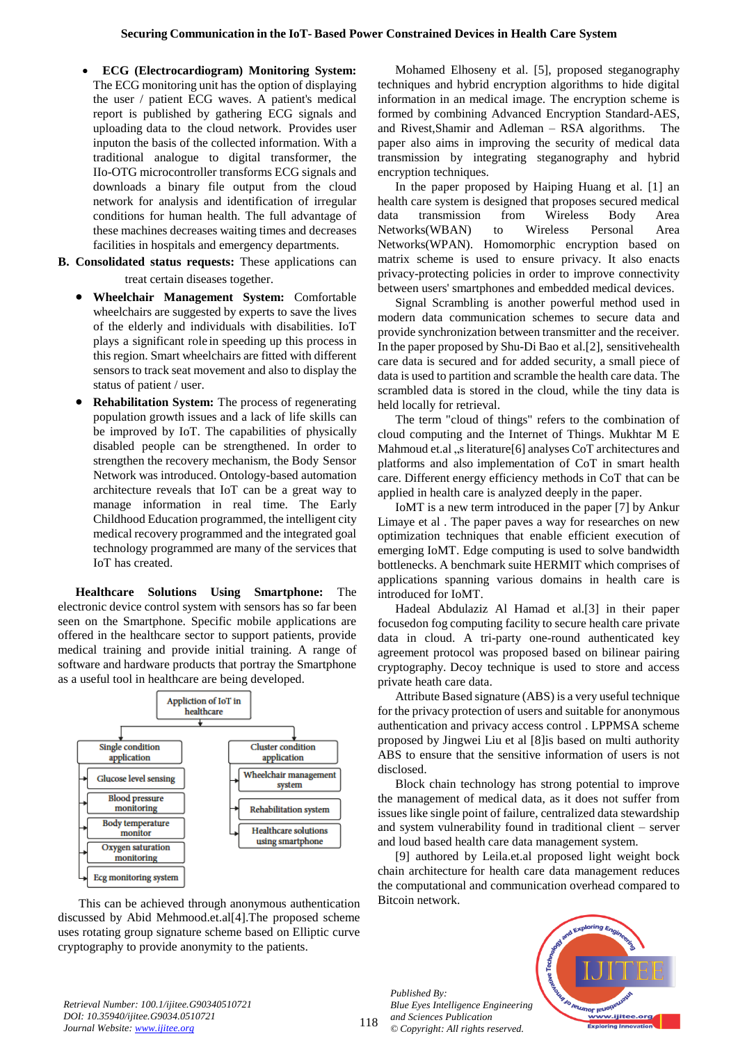- **ECG (Electrocardiogram) Monitoring System:** The ECG monitoring unit has the option of displaying the user / patient ECG waves. A patient's medical report is published by gathering ECG signals and uploading data to the cloud network. Provides user inputon the basis of the collected information. With a traditional analogue to digital transformer, the IIo-OTG microcontroller transforms ECG signals and downloads a binary file output from the cloud network for analysis and identification of irregular conditions for human health. The full advantage of these machines decreases waiting times and decreases facilities in hospitals and emergency departments.

**B. Consolidated status requests:** These applications can treat certain diseases together.

- **Wheelchair Management System:** Comfortable wheelchairs are suggested by experts to save the lives of the elderly and individuals with disabilities. IoT plays a significant role in speeding up this process in this region. Smart wheelchairs are fitted with different sensors to track seat movement and also to display the status of patient / user.
- **Rehabilitation System:** The process of regenerating population growth issues and a lack of life skills can be improved by IoT. The capabilities of physically disabled people can be strengthened. In order to strengthen the recovery mechanism, the Body Sensor Network was introduced. Ontology-based automation architecture reveals that IoT can be a great way to manage information in real time. The Early Childhood Education programmed, the intelligent city medical recovery programmed and the integrated goal technology programmed are many of the services that IoT has created.

**Healthcare Solutions Using Smartphone:** The electronic device control system with sensors has so far been seen on the Smartphone. Specific mobile applications are offered in the healthcare sector to support patients, provide medical training and provide initial training. A range of software and hardware products that portray the Smartphone as a useful tool in healthcare are being developed.

Appliction of IoT in healthcare

Single condition application
Glucose level sensing
Blood pressure monitoring
Body temperature monitor
Oxygen saturation monitoring
Ecg monitoring system

Cluster condition application
Wheelchair management system
Rehabilitation system
Healthcare solutions using smartphone

This can be achieved through anonymous authentication discussed by Abid Mehmood.et.al[4].The proposed scheme uses rotating group signature scheme based on Elliptic curve cryptography to provide anonymity to the patients.

Mohamed Elhoseny et al. [5], proposed steganography techniques and hybrid encryption algorithms to hide digital information in an medical image. The encryption scheme is formed by combining Advanced Encryption Standard-AES, and Rivest,Shamir and Adleman – RSA algorithms. The paper also aims in improving the security of medical data transmission by integrating steganography and hybrid encryption techniques.

In the paper proposed by Haiping Huang et al. [1] an health care system is designed that proposes secured medical data transmission from Wireless Body Area Networks(WBAN) to Wireless Personal Area Networks(WPAN). Homomorphic encryption based on matrix scheme is used to ensure privacy. It also enacts privacy-protecting policies in order to improve connectivity between users' smartphones and embedded medical devices.

Signal Scrambling is another powerful method used in modern data communication schemes to secure data and provide synchronization between transmitter and the receiver. In the paper proposed by Shu-Di Bao et al.[2], sensitivehealth care data is secured and for added security, a small piece of data is used to partition and scramble the health care data. The scrambled data is stored in the cloud, while the tiny data is held locally for retrieval.

The term "cloud of things" refers to the combination of cloud computing and the Internet of Things. Mukhtar M E Mahmoud et.al „s literature[6] analyses CoT architectures and platforms and also implementation of CoT in smart health care. Different energy efficiency methods in CoT that can be applied in health care is analyzed deeply in the paper.

IoMT is a new term introduced in the paper [7] by Ankur Limaye et al . The paper paves a way for researches on new optimization techniques that enable efficient execution of emerging IoMT. Edge computing is used to solve bandwidth bottlenecks. A benchmark suite HERMIT which comprises of applications spanning various domains in health care is introduced for IoMT.

Hadeal Abdulaziz Al Hamad et al.[3] in their paper focusedon fog computing facility to secure health care private data in cloud. A tri-party one-round authenticated key agreement protocol was proposed based on bilinear pairing cryptography. Decoy technique is used to store and access private heath care data.

Attribute Based signature (ABS) is a very useful technique for the privacy protection of users and suitable for anonymous authentication and privacy access control . LPPMSA scheme proposed by Jingwei Liu et al [8]is based on multi authority ABS to ensure that the sensitive information of users is not disclosed.

Block chain technology has strong potential to improve the management of medical data, as it does not suffer from issues like single point of failure, centralized data stewardship and system vulnerability found in traditional client – server and loud based health care data management system.

[9] authored by Leila.et.al proposed light weight bock chain architecture for health care data management reduces the computational and communication overhead compared to Bitcoin network.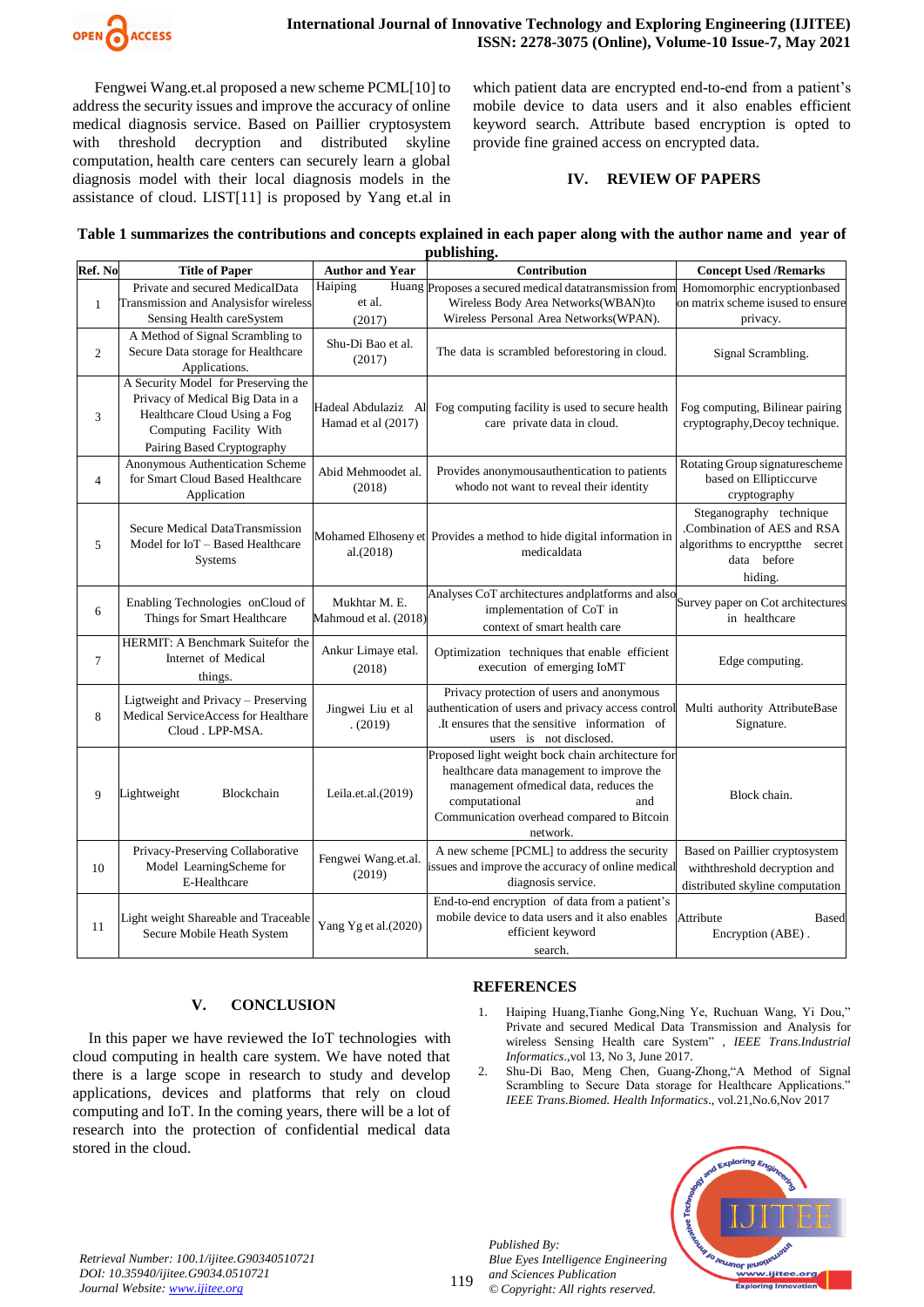Fengwei Wang.et.al proposed a new scheme PCML[10] to address the security issues and improve the accuracy of online medical diagnosis service. Based on Paillier cryptosystem with threshold decryption and distributed skyline computation, health care centers can securely learn a global diagnosis model with their local diagnosis models in the assistance of cloud. LIST[11] is proposed by Yang et.al in which patient data are encrypted end-to-end from a patient's mobile device to data users and it also enables efficient keyword search. Attribute based encryption is opted to provide fine grained access on encrypted data.

## IV. REVIEW OF PAPERS

**Table 1 summarizes the contributions and concepts explained in each paper along with the author name and year of publishing.**

| Ref. No | Title of Paper | Author and Year | Contribution | Concept Used /Remarks |
|---|---|---|---|---|
| 1 | Private and secured MedicalData Transmission and Analysisfor wireless Sensing Health careSystem | Haiping Huang et al. (2017) | Proposes a secured medical datatransmission from Wireless Body Area Networks(WBAN)to Wireless Personal Area Networks(WPAN). | Homomorphic encryptionbased on matrix scheme isused to ensure privacy. |
| 2 | A Method of Signal Scrambling to Secure Data storage for Healthcare Applications. | Shu-Di Bao et al. (2017) | The data is scrambled beforestoring in cloud. | Signal Scrambling. |
| 3 | A Security Model for Preserving the Privacy of Medical Big Data in a Healthcare Cloud Using a Fog Computing Facility With Pairing Based Cryptography | Hadeal Abdulaziz Al Hamad et al (2017) | Fog computing facility is used to secure health care private data in cloud. | Fog computing, Bilinear pairing cryptography,Decoy technique. |
| 4 | Anonymous Authentication Scheme for Smart Cloud Based Healthcare Application | Abid Mehmoodet al. (2018) | Provides anonymousauthentication to patients whodo not want to reveal their identity | Rotating Group signaturescheme based on Ellipticcurve cryptography |
| 5 | Secure Medical DataTransmission Model for IoT – Based Healthcare Systems | Mohamed Elhoseny et al.(2018) | Provides a method to hide digital information in medicaldata | Steganography technique .Combination of AES and RSA algorithms to encryptthe secret data before hiding. |
| 6 | Enabling Technologies onCloud of Things for Smart Healthcare | Mukhtar M. E. Mahmoud et al. (2018) | Analyses CoT architectures andplatforms and also implementation of CoT in context of smart health care | Survey paper on Cot architectures in healthcare |
| 7 | HERMIT: A Benchmark Suitefor the Internet of Medical things. | Ankur Limaye etal. (2018) | Optimization techniques that enable efficient execution of emerging IoMT | Edge computing. |
| 8 | Ligtweight and Privacy – Preserving Medical ServiceAccess for Healthare Cloud . LPP-MSA. | Jingwei Liu et al . (2019) | Privacy protection of users and anonymous authentication of users and privacy access control .It ensures that the sensitive information of users is not disclosed. | Multi authority AttributeBase Signature. |
| 9 | Lightweight Blockchain | Leila.et.al.(2019) | Proposed light weight bock chain architecture for healthcare data management to improve the management ofmedical data, reduces the computational and Communication overhead compared to Bitcoin network. | Block chain. |
| 10 | Privacy-Preserving Collaborative Model LearningScheme for E-Healthcare | Fengwei Wang.et.al. (2019) | A new scheme [PCML] to address the security issues and improve the accuracy of online medical diagnosis service. | Based on Paillier cryptosystem withthreshold decryption and distributed skyline computation |
| 11 | Light weight Shareable and Traceable Secure Mobile Heath System | Yang Yg et al.(2020) | End-to-end encryption of data from a patient's mobile device to data users and it also enables efficient keyword search. | Attribute Based Encryption (ABE) . |

## V. CONCLUSION

In this paper we have reviewed the IoT technologies with cloud computing in health care system. We have noted that there is a large scope in research to study and develop applications, devices and platforms that rely on cloud computing and IoT. In the coming years, there will be a lot of research into the protection of confidential medical data stored in the cloud.

## REFERENCES

1. Haiping Huang,Tianhe Gong,Ning Ye, Ruchuan Wang, Yi Dou," Private and secured Medical Data Transmission and Analysis for wireless Sensing Health care System" , *IEEE Trans.Industrial Informatics*.,vol 13, No 3, June 2017.
2. Shu-Di Bao, Meng Chen, Guang-Zhong,"A Method of Signal Scrambling to Secure Data storage for Healthcare Applications." *IEEE Trans.Biomed. Health Informatics*., vol.21,No.6,Nov 2017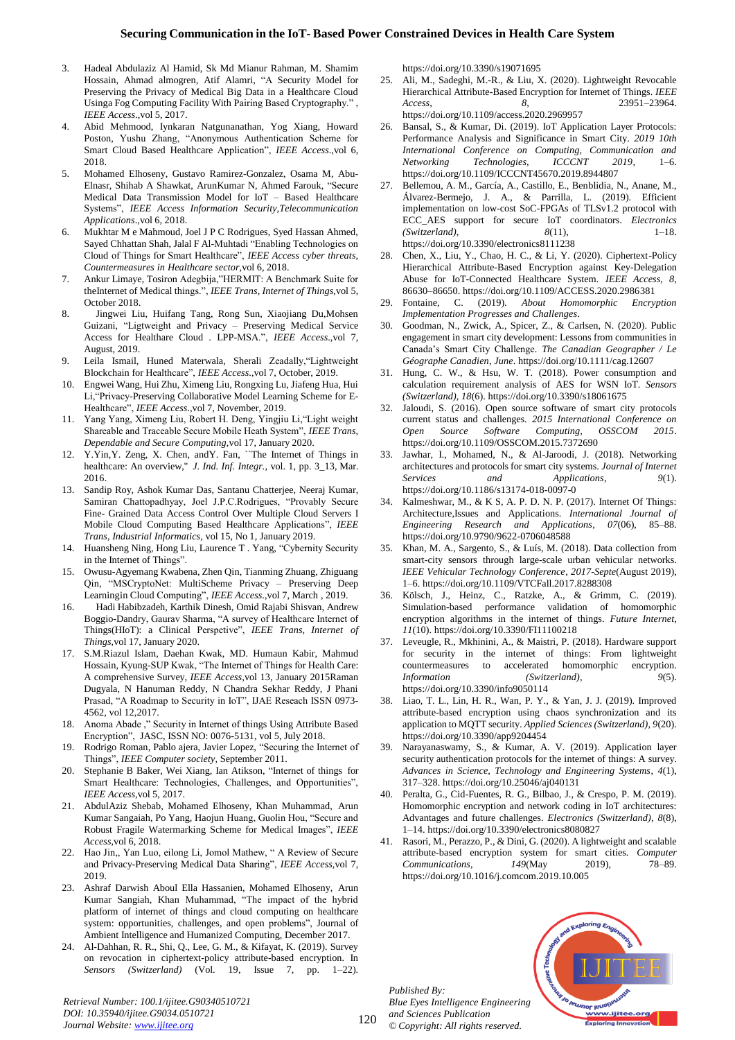3. Hadeal Abdulaziz Al Hamid, Sk Md Mianur Rahman, M. Shamim Hossain, Ahmad almogren, Atif Alamri, "A Security Model for Preserving the Privacy of Medical Big Data in a Healthcare Cloud Usinga Fog Computing Facility With Pairing Based Cryptography." , *IEEE Access.*,vol 5, 2017.
4. Abid Mehmood, Iynkaran Natgunanathan, Yog Xiang, Howard Poston, Yushu Zhang, "Anonymous Authentication Scheme for Smart Cloud Based Healthcare Application", *IEEE Access*.,vol 6, 2018.
5. Mohamed Elhoseny, Gustavo Ramirez-Gonzalez, Osama M, Abu-Elnasr, Shihab A Shawkat, ArunKumar N, Ahmed Farouk, "Secure Medical Data Transmission Model for IoT – Based Healthcare Systems", *IEEE Access Information Security,Telecommunication Applications*.,vol 6, 2018.
6. Mukhtar M e Mahmoud, Joel J P C Rodrigues, Syed Hassan Ahmed, Sayed Chhattan Shah, Jalal F Al-Muhtadi "Enabling Technologies on Cloud of Things for Smart Healthcare", *IEEE Access cyber threats, Countermeasures in Healthcare sector*,vol 6, 2018.
7. Ankur Limaye, Tosiron Adegbija,"HERMIT: A Benchmark Suite for theInternet of Medical things.", *IEEE Trans, Internet of Things*,vol 5, October 2018.
8. Jingwei Liu, Huifang Tang, Rong Sun, Xiaojiang Du,Mohsen Guizani, "Ligtweight and Privacy – Preserving Medical Service Access for Healthare Cloud . LPP-MSA.", *IEEE Access*.,vol 7, August, 2019.
9. Leila Ismail, Huned Materwala, Sherali Zeadally,"Lightweight Blockchain for Healthcare", *IEEE Access*.,vol 7, October, 2019.
10. Engwei Wang, Hui Zhu, Ximeng Liu, Rongxing Lu, Jiafeng Hua, Hui Li,"Privacy-Preserving Collaborative Model Learning Scheme for E-Healthcare", *IEEE Access*.,vol 7, November, 2019.
11. Yang Yang, Ximeng Liu, Robert H. Deng, Yingjiu Li,"Light weight Shareable and Traceable Secure Mobile Heath System", *IEEE Trans, Dependable and Secure Computing*,vol 17, January 2020.
12. Y.Yin,Y. Zeng, X. Chen, andY. Fan, ``The Internet of Things in healthcare: An overview,'' *J. Ind. Inf. Integr.*, vol. 1, pp. 3_13, Mar. 2016.
13. Sandip Roy, Ashok Kumar Das, Santanu Chatterjee, Neeraj Kumar, Samiran Chattopadhyay, Joel J.P.C.Rodrigues, "Provably Secure Fine- Grained Data Access Control Over Multiple Cloud Servers I Mobile Cloud Computing Based Healthcare Applications", *IEEE Trans, Industrial Informatics*, vol 15, No 1, January 2019.
14. Huansheng Ning, Hong Liu, Laurence T . Yang, "Cybernity Security in the Internet of Things".
15. Owusu-Agyemang Kwabena, Zhen Qin, Tianming Zhuang, Zhiguang Qin, "MSCryptoNet: MultiScheme Privacy – Preserving Deep Learningin Cloud Computing", *IEEE Access*.,vol 7, March , 2019.
16. Hadi Habibzadeh, Karthik Dinesh, Omid Rajabi Shisvan, Andrew Boggio-Dandry, Gaurav Sharma, "A survey of Healthcare Internet of Things(HIoT): a Clinical Perspective", *IEEE Trans, Internet of Things*,vol 17, January 2020.
17. S.M.Riazul Islam, Daehan Kwak, MD. Humaun Kabir, Mahmud Hossain, Kyung-SUP Kwak, "The Internet of Things for Health Care: A comprehensive Survey, *IEEE Access*,vol 13, January 2015Raman Dugyala, N Hanuman Reddy, N Chandra Sekhar Reddy, J Phani Prasad, "A Roadmap to Security in IoT", IJAE Reseach ISSN 0973-4562, vol 12,2017.
18. Anoma Abade ," Security in Internet of things Using Attribute Based Encryption", JASC, ISSN NO: 0076-5131, vol 5, July 2018.
19. Rodrigo Roman, Pablo ajera, Javier Lopez, "Securing the Internet of Things", *IEEE Computer society*, September 2011.
20. Stephanie B Baker, Wei Xiang, Ian Atikson, "Internet of things for Smart Healthcare: Technologies, Challenges, and Opportunities", *IEEE Access*,vol 5, 2017.
21. AbdulAziz Shebab, Mohamed Elhoseny, Khan Muhammad, Arun Kumar Sangaiah, Po Yang, Haojun Huang, Guolin Hou, "Secure and Robust Fragile Watermarking Scheme for Medical Images", *IEEE Access*,vol 6, 2018.
22. Hao Jin,, Yan Luo, eilong Li, Jomol Mathew, " A Review of Secure and Privacy-Preserving Medical Data Sharing", *IEEE Access*,vol 7, 2019.
23. Ashraf Darwish Aboul Ella Hassanien, Mohamed Elhoseny, Arun Kumar Sangiah, Khan Muhammad, "The impact of the hybrid platform of internet of things and cloud computing on healthcare system: opportunities, challenges, and open problems", Journal of Ambient Intelligence and Humanized Computing, December 2017.
24. Al-Dahhan, R. R., Shi, Q., Lee, G. M., & Kifayat, K. (2019). Survey on revocation in ciphertext-policy attribute-based encryption. In *Sensors (Switzerland)* (Vol. 19, Issue 7, pp. 1–22). https://doi.org/10.3390/s19071695
25. Ali, M., Sadeghi, M.-R., & Liu, X. (2020). Lightweight Revocable Hierarchical Attribute-Based Encryption for Internet of Things. *IEEE Access*, *8*, 23951–23964. https://doi.org/10.1109/access.2020.2969957
26. Bansal, S., & Kumar, Di. (2019). IoT Application Layer Protocols: Performance Analysis and Significance in Smart City. *2019 10th International Conference on Computing, Communication and Networking Technologies, ICCCNT 2019*, 1–6. https://doi.org/10.1109/ICCCNT45670.2019.8944807
27. Bellemou, A. M., García, A., Castillo, E., Benblidia, N., Anane, M., Álvarez-Bermejo, J. A., & Parrilla, L. (2019). Efficient implementation on low-cost SoC-FPGAs of TLSv1.2 protocol with ECC_AES support for secure IoT coordinators. *Electronics (Switzerland)*, *8*(11), 1–18. https://doi.org/10.3390/electronics8111238
28. Chen, X., Liu, Y., Chao, H. C., & Li, Y. (2020). Ciphertext-Policy Hierarchical Attribute-Based Encryption against Key-Delegation Abuse for IoT-Connected Healthcare System. *IEEE Access*, *8*, 86630–86650. https://doi.org/10.1109/ACCESS.2020.2986381
29. Fontaine, C. (2019). *About Homomorphic Encryption Implementation Progresses and Challenges*.
30. Goodman, N., Zwick, A., Spicer, Z., & Carlsen, N. (2020). Public engagement in smart city development: Lessons from communities in Canada's Smart City Challenge. *The Canadian Geographer / Le Géographe Canadien*, *June*. https://doi.org/10.1111/cag.12607
31. Hung, C. W., & Hsu, W. T. (2018). Power consumption and calculation requirement analysis of AES for WSN IoT. *Sensors (Switzerland)*, *18*(6). https://doi.org/10.3390/s18061675
32. Jaloudi, S. (2016). Open source software of smart city protocols current status and challenges. *2015 International Conference on Open Source Software Computing, OSSCOM 2015*. https://doi.org/10.1109/OSSCOM.2015.7372690
33. Jawhar, I., Mohamed, N., & Al-Jaroodi, J. (2018). Networking architectures and protocols for smart city systems. *Journal of Internet Services and Applications*, *9*(1). https://doi.org/10.1186/s13174-018-0097-0
34. Kalmeshwar, M., & K S, A. P. D. N. P. (2017). Internet Of Things: Architecture,Issues and Applications. *International Journal of Engineering Research and Applications*, *07*(06), 85–88. https://doi.org/10.9790/9622-0706048588
35. Khan, M. A., Sargento, S., & Luís, M. (2018). Data collection from smart-city sensors through large-scale urban vehicular networks. *IEEE Vehicular Technology Conference*, *2017-Septe*(August 2019), 1–6. https://doi.org/10.1109/VTCFall.2017.8288308
36. Kölsch, J., Heinz, C., Ratzke, A., & Grimm, C. (2019). Simulation-based performance validation of homomorphic encryption algorithms in the internet of things. *Future Internet*, *11*(10). https://doi.org/10.3390/FI11100218
37. Leveugle, R., Mkhinini, A., & Maistri, P. (2018). Hardware support for security in the internet of things: From lightweight countermeasures to accelerated homomorphic encryption. *Information (Switzerland)*, *9*(5). https://doi.org/10.3390/info9050114
38. Liao, T. L., Lin, H. R., Wan, P. Y., & Yan, J. J. (2019). Improved attribute-based encryption using chaos synchronization and its application to MQTT security. *Applied Sciences (Switzerland)*, *9*(20). https://doi.org/10.3390/app9204454
39. Narayanaswamy, S., & Kumar, A. V. (2019). Application layer security authentication protocols for the internet of things: A survey. *Advances in Science, Technology and Engineering Systems*, *4*(1), 317–328. https://doi.org/10.25046/aj040131
40. Peralta, G., Cid-Fuentes, R. G., Bilbao, J., & Crespo, P. M. (2019). Homomorphic encryption and network coding in IoT architectures: Advantages and future challenges. *Electronics (Switzerland)*, *8*(8), 1–14. https://doi.org/10.3390/electronics8080827
41. Rasori, M., Perazzo, P., & Dini, G. (2020). A lightweight and scalable attribute-based encryption system for smart cities. *Computer Communications*, *149*(May 2019), 78–89. https://doi.org/10.1016/j.comcom.2019.10.005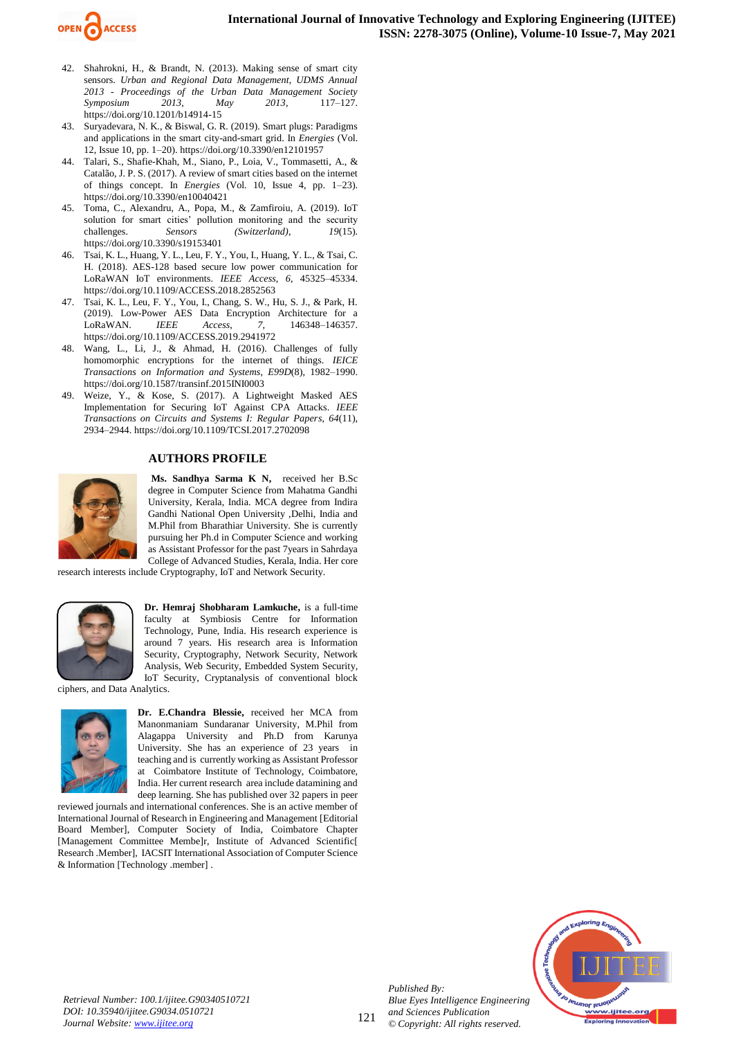42. Shahrokni, H., & Brandt, N. (2013). Making sense of smart city sensors. *Urban and Regional Data Management, UDMS Annual 2013 - Proceedings of the Urban Data Management Society Symposium 2013*, *May 2013*, 117–127. https://doi.org/10.1201/b14914-15
43. Suryadevara, N. K., & Biswal, G. R. (2019). Smart plugs: Paradigms and applications in the smart city-and-smart grid. In *Energies* (Vol. 12, Issue 10, pp. 1–20). https://doi.org/10.3390/en12101957
44. Talari, S., Shafie-Khah, M., Siano, P., Loia, V., Tommasetti, A., & Catalão, J. P. S. (2017). A review of smart cities based on the internet of things concept. In *Energies* (Vol. 10, Issue 4, pp. 1–23). https://doi.org/10.3390/en10040421
45. Toma, C., Alexandru, A., Popa, M., & Zamfiroiu, A. (2019). IoT solution for smart cities' pollution monitoring and the security challenges. *Sensors (Switzerland)*, *19*(15). https://doi.org/10.3390/s19153401
46. Tsai, K. L., Huang, Y. L., Leu, F. Y., You, I., Huang, Y. L., & Tsai, C. H. (2018). AES-128 based secure low power communication for LoRaWAN IoT environments. *IEEE Access*, *6*, 45325–45334. https://doi.org/10.1109/ACCESS.2018.2852563
47. Tsai, K. L., Leu, F. Y., You, I., Chang, S. W., Hu, S. J., & Park, H. (2019). Low-Power AES Data Encryption Architecture for a LoRaWAN. *IEEE Access*, *7*, 146348–146357. https://doi.org/10.1109/ACCESS.2019.2941972
48. Wang, L., Li, J., & Ahmad, H. (2016). Challenges of fully homomorphic encryptions for the internet of things. *IEICE Transactions on Information and Systems*, *E99D*(8), 1982–1990. https://doi.org/10.1587/transinf.2015INI0003
49. Weize, Y., & Kose, S. (2017). A Lightweight Masked AES Implementation for Securing IoT Against CPA Attacks. *IEEE Transactions on Circuits and Systems I: Regular Papers*, *64*(11), 2934–2944. https://doi.org/10.1109/TCSI.2017.2702098

## AUTHORS PROFILE

**Ms. Sandhya Sarma K N,** received her B.Sc degree in Computer Science from Mahatma Gandhi University, Kerala, India. MCA degree from Indira Gandhi National Open University ,Delhi, India and M.Phil from Bharathiar University. She is currently pursuing her Ph.d in Computer Science and working as Assistant Professor for the past 7years in Sahrdaya College of Advanced Studies, Kerala, India. Her core research interests include Cryptography, IoT and Network Security.

**Dr. Hemraj Shobharam Lamkuche,** is a full-time faculty at Symbiosis Centre for Information Technology, Pune, India. His research experience is around 7 years. His research area is Information Security, Cryptography, Network Security, Network Analysis, Web Security, Embedded System Security, IoT Security, Cryptanalysis of conventional block ciphers, and Data Analytics.

**Dr. E.Chandra Blessie,** received her MCA from Manonmaniam Sundaranar University, M.Phil from Alagappa University and Ph.D from Karunya University. She has an experience of 23 years in teaching and is currently working as Assistant Professor at Coimbatore Institute of Technology, Coimbatore, India. Her current research area include datamining and deep learning. She has published over 32 papers in peer reviewed journals and international conferences. She is an active member of International Journal of Research in Engineering and Management [Editorial Board Member], Computer Society of India, Coimbatore Chapter [Management Committee Membe]r, Institute of Advanced Scientific[ Research .Member], IACSIT International Association of Computer Science & Information [Technology .member] .